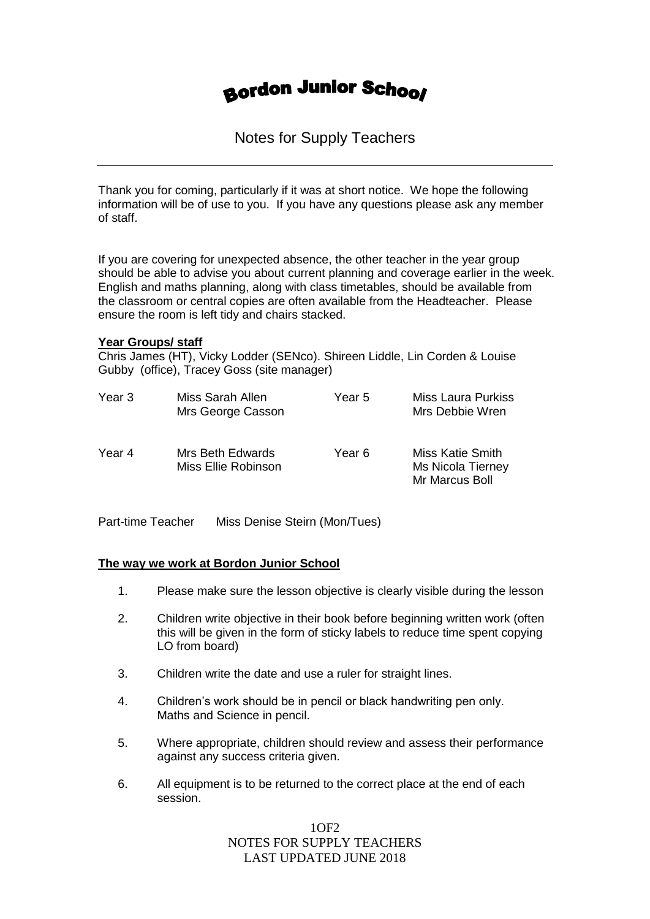# Bordon Junior School

## Notes for Supply Teachers

Thank you for coming, particularly if it was at short notice. We hope the following information will be of use to you. If you have any questions please ask any member of staff.

If you are covering for unexpected absence, the other teacher in the year group should be able to advise you about current planning and coverage earlier in the week. English and maths planning, along with class timetables, should be available from the classroom or central copies are often available from the Headteacher. Please ensure the room is left tidy and chairs stacked.

**Year Groups/ staff**

Chris James (HT), Vicky Lodder (SENco). Shireen Liddle, Lin Corden & Louise Gubby (office), Tracey Goss (site manager)

| | | | |
|---|---|---|---|
| Year 3 | Miss Sarah Allen<br>Mrs George Casson | Year 5 | Miss Laura Purkiss<br>Mrs Debbie Wren |
| Year 4 | Mrs Beth Edwards<br>Miss Ellie Robinson | Year 6 | Miss Katie Smith<br>Ms Nicola Tierney<br>Mr Marcus Boll |

Part-time Teacher Miss Denise Steirn (Mon/Tues)

**The way we work at Bordon Junior School**

1. Please make sure the lesson objective is clearly visible during the lesson
2. Children write objective in their book before beginning written work (often this will be given in the form of sticky labels to reduce time spent copying LO from board)
3. Children write the date and use a ruler for straight lines.
4. Children's work should be in pencil or black handwriting pen only. Maths and Science in pencil.
5. Where appropriate, children should review and assess their performance against any success criteria given.
6. All equipment is to be returned to the correct place at the end of each session.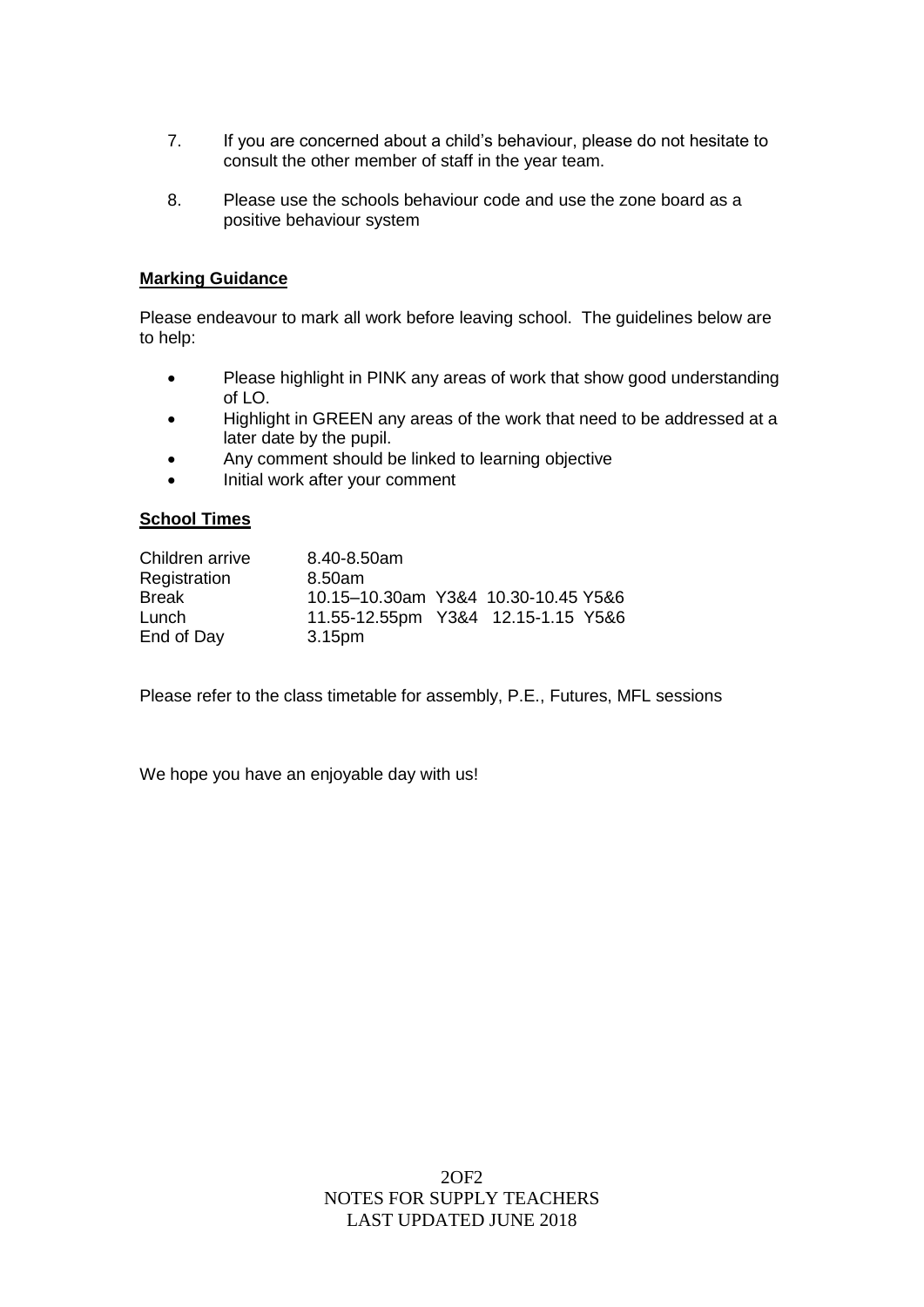7. If you are concerned about a child's behaviour, please do not hesitate to consult the other member of staff in the year team.

8. Please use the schools behaviour code and use the zone board as a positive behaviour system

**Marking Guidance**

Please endeavour to mark all work before leaving school. The guidelines below are to help:

- Please highlight in PINK any areas of work that show good understanding of LO.
- Highlight in GREEN any areas of the work that need to be addressed at a later date by the pupil.
- Any comment should be linked to learning objective
- Initial work after your comment

**School Times**

| | | |
|---|---|---|
| Children arrive | 8.40-8.50am | |
| Registration | 8.50am | |
| Break | 10.15–10.30am Y3&4 | 10.30-10.45 Y5&6 |
| Lunch | 11.55-12.55pm Y3&4 | 12.15-1.15 Y5&6 |
| End of Day | 3.15pm | |

Please refer to the class timetable for assembly, P.E., Futures, MFL sessions

We hope you have an enjoyable day with us!